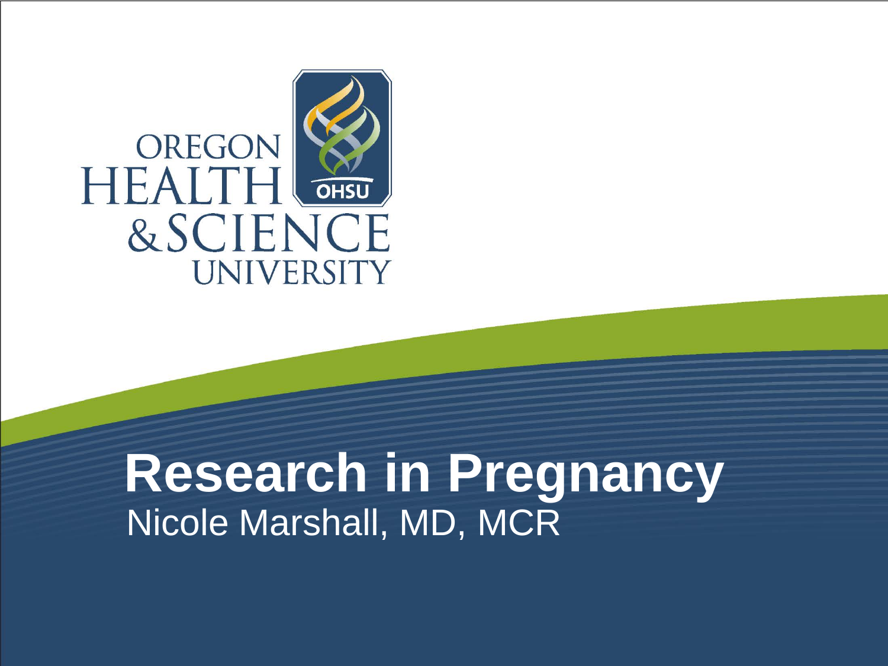OREGON HEALTH & SCIENCE UNIVERSITY

# Research in Pregnancy

Nicole Marshall, MD, MCR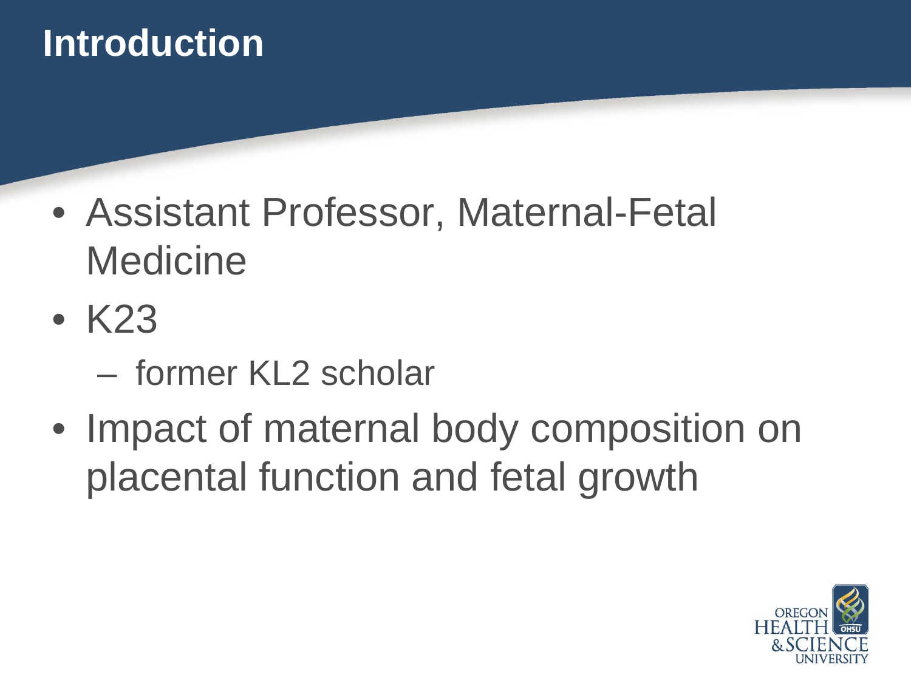# Introduction

- Assistant Professor, Maternal-Fetal Medicine
- K23
  - former KL2 scholar
- Impact of maternal body composition on placental function and fetal growth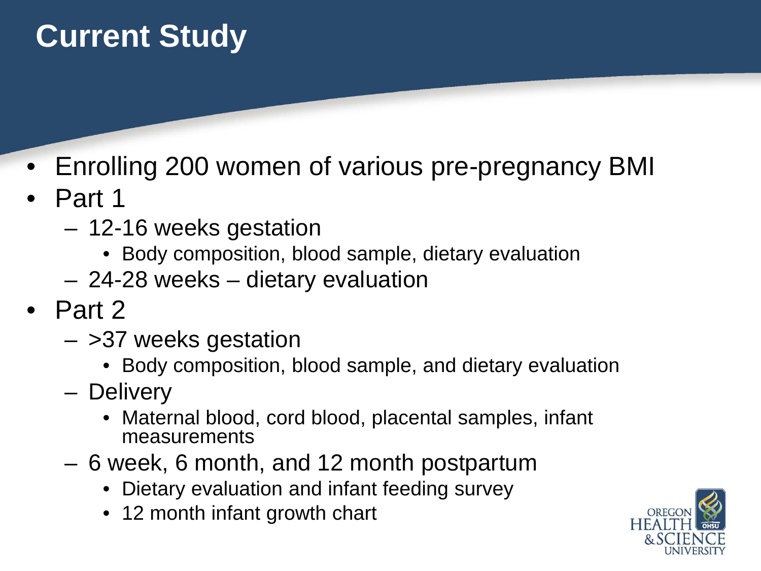# Current Study

- Enrolling 200 women of various pre-pregnancy BMI
- Part 1
  - 12-16 weeks gestation
    - Body composition, blood sample, dietary evaluation
  - 24-28 weeks – dietary evaluation
- Part 2
  - >37 weeks gestation
    - Body composition, blood sample, and dietary evaluation
  - Delivery
    - Maternal blood, cord blood, placental samples, infant measurements
  - 6 week, 6 month, and 12 month postpartum
    - Dietary evaluation and infant feeding survey
    - 12 month infant growth chart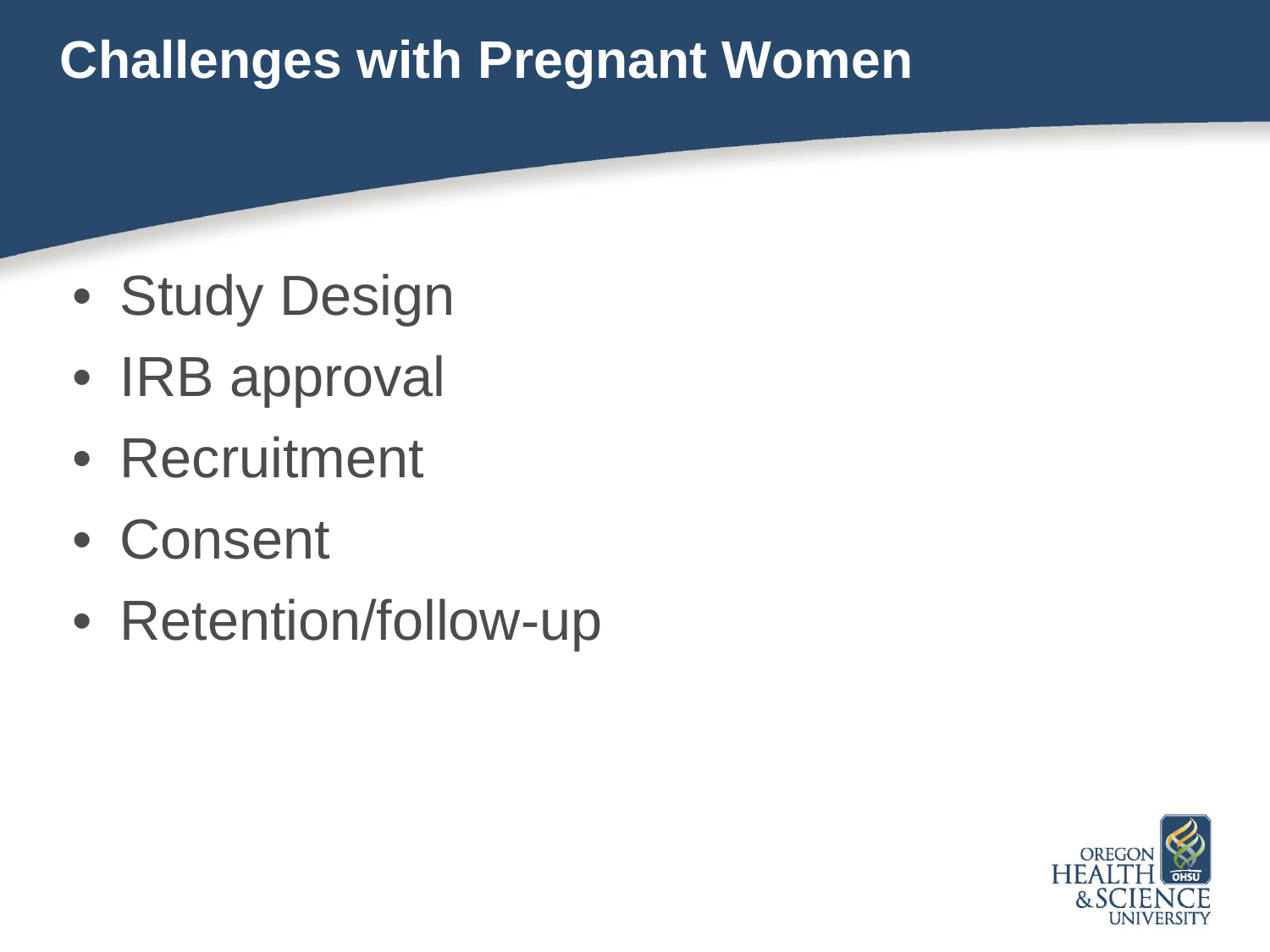# Challenges with Pregnant Women

- Study Design
- IRB approval
- Recruitment
- Consent
- Retention/follow-up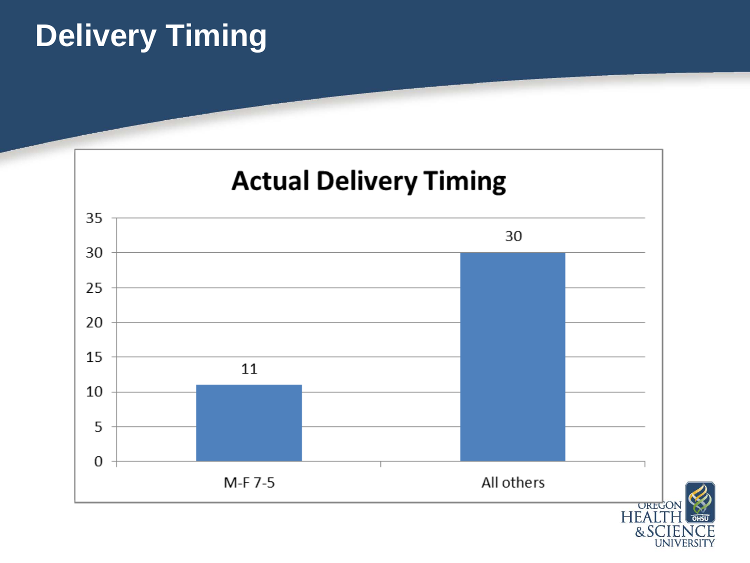# Delivery Timing

**Actual Delivery Timing**

| Category | Count |
|---|---|
| M-F 7-5 | 11 |
| All others | 30 |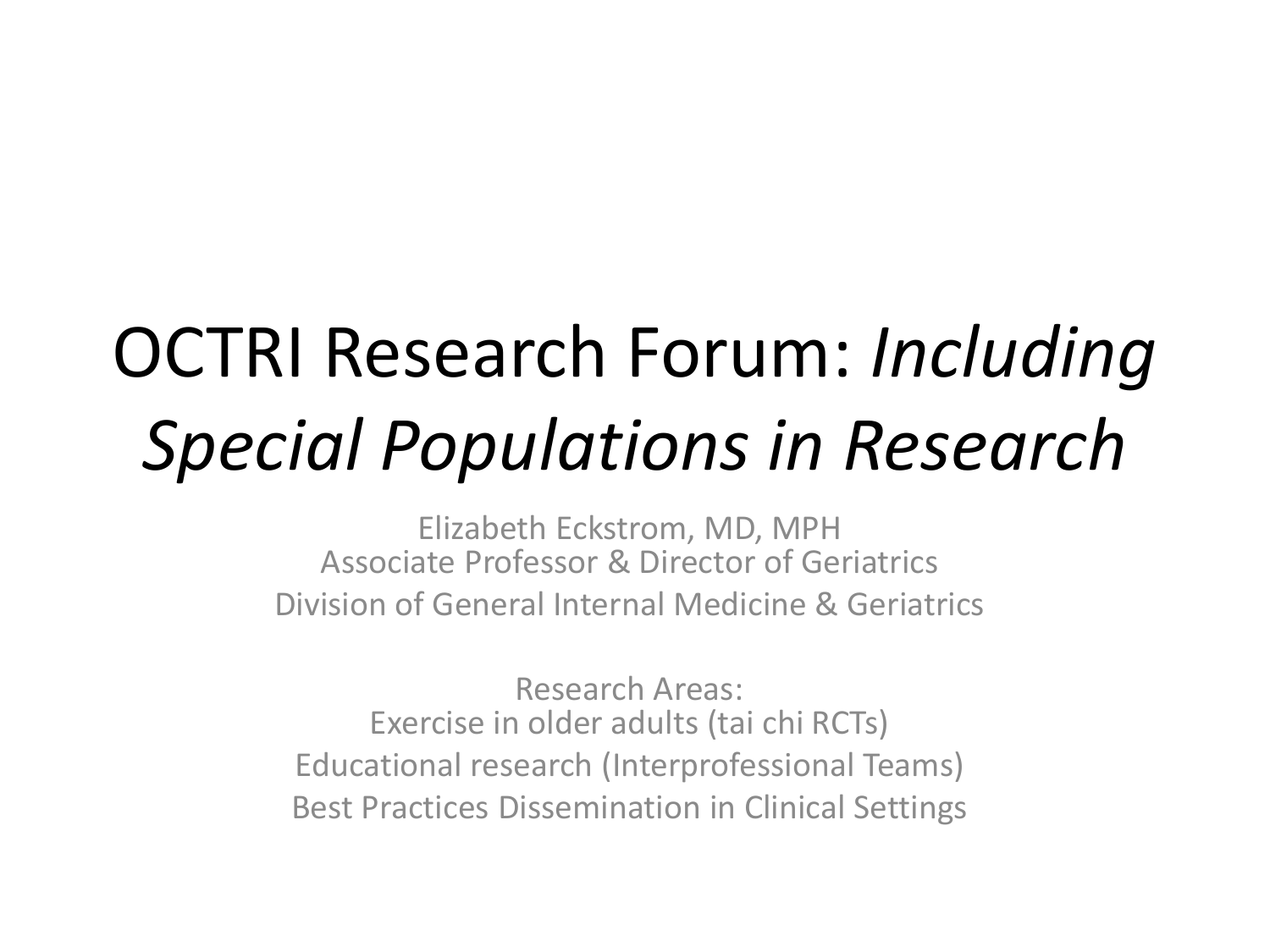# OCTRI Research Forum: *Including Special Populations in Research*

Elizabeth Eckstrom, MD, MPH
Associate Professor & Director of Geriatrics
Division of General Internal Medicine & Geriatrics

Research Areas:
Exercise in older adults (tai chi RCTs)
Educational research (Interprofessional Teams)
Best Practices Dissemination in Clinical Settings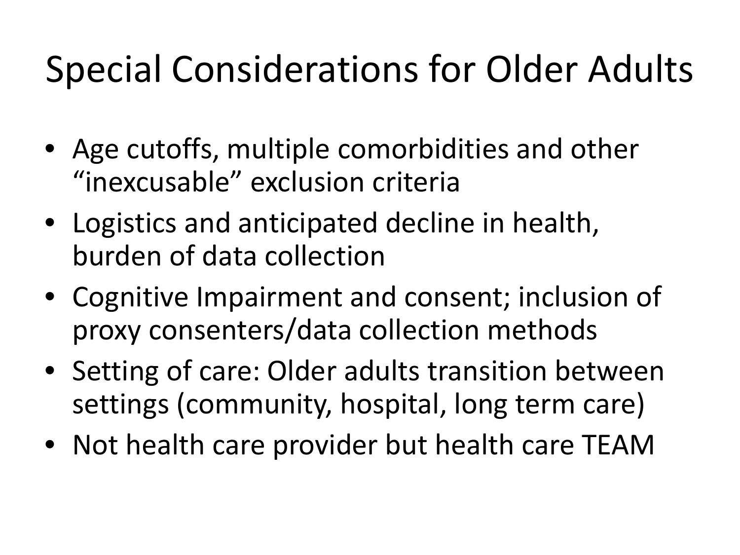# Special Considerations for Older Adults

- Age cutoffs, multiple comorbidities and other "inexcusable" exclusion criteria
- Logistics and anticipated decline in health, burden of data collection
- Cognitive Impairment and consent; inclusion of proxy consenters/data collection methods
- Setting of care: Older adults transition between settings (community, hospital, long term care)
- Not health care provider but health care TEAM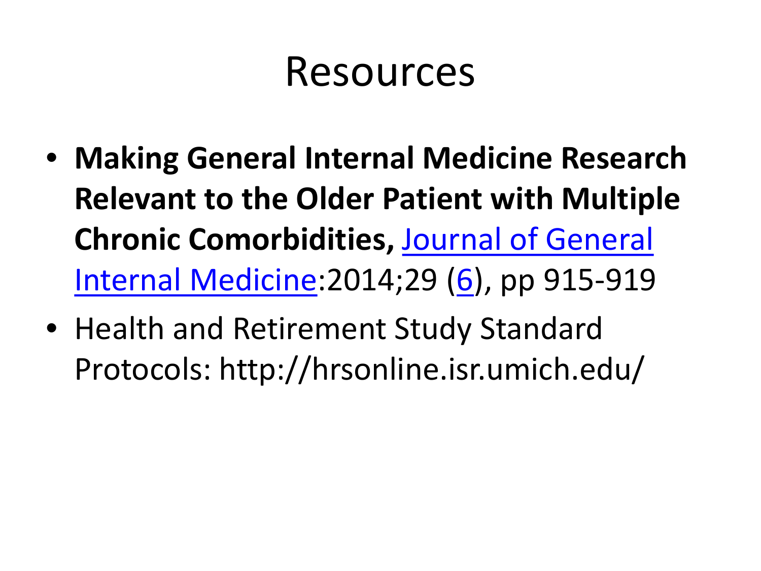# Resources

- **Making General Internal Medicine Research Relevant to the Older Patient with Multiple Chronic Comorbidities,** Journal of General Internal Medicine:2014;29 (6), pp 915-919
- Health and Retirement Study Standard Protocols: http://hrsonline.isr.umich.edu/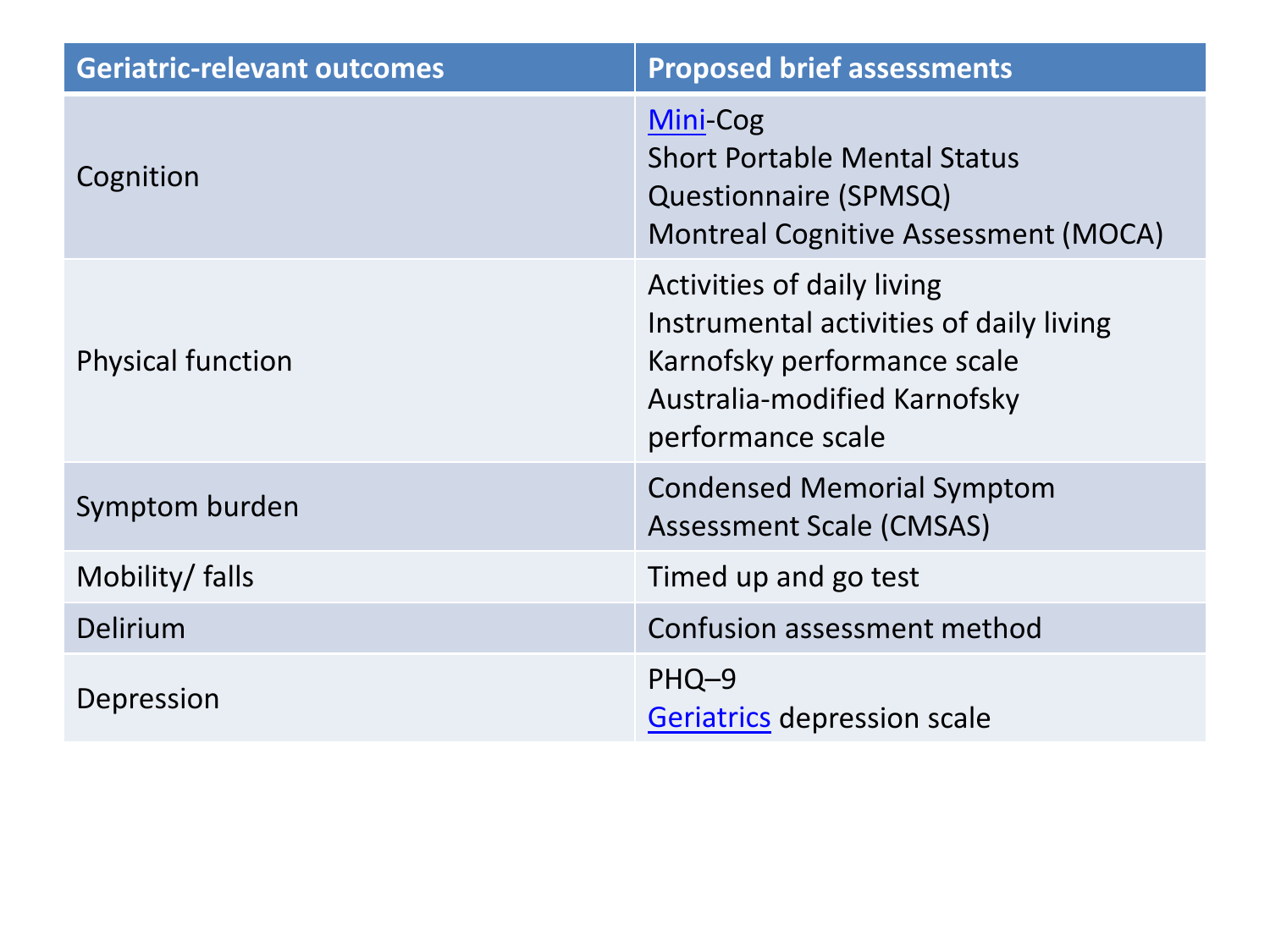| Geriatric-relevant outcomes | Proposed brief assessments |
|---|---|
| Cognition | Mini-Cog<br>Short Portable Mental Status Questionnaire (SPMSQ)<br>Montreal Cognitive Assessment (MOCA) |
| Physical function | Activities of daily living<br>Instrumental activities of daily living<br>Karnofsky performance scale<br>Australia-modified Karnofsky performance scale |
| Symptom burden | Condensed Memorial Symptom Assessment Scale (CMSAS) |
| Mobility/ falls | Timed up and go test |
| Delirium | Confusion assessment method |
| Depression | PHQ–9<br>Geriatrics depression scale |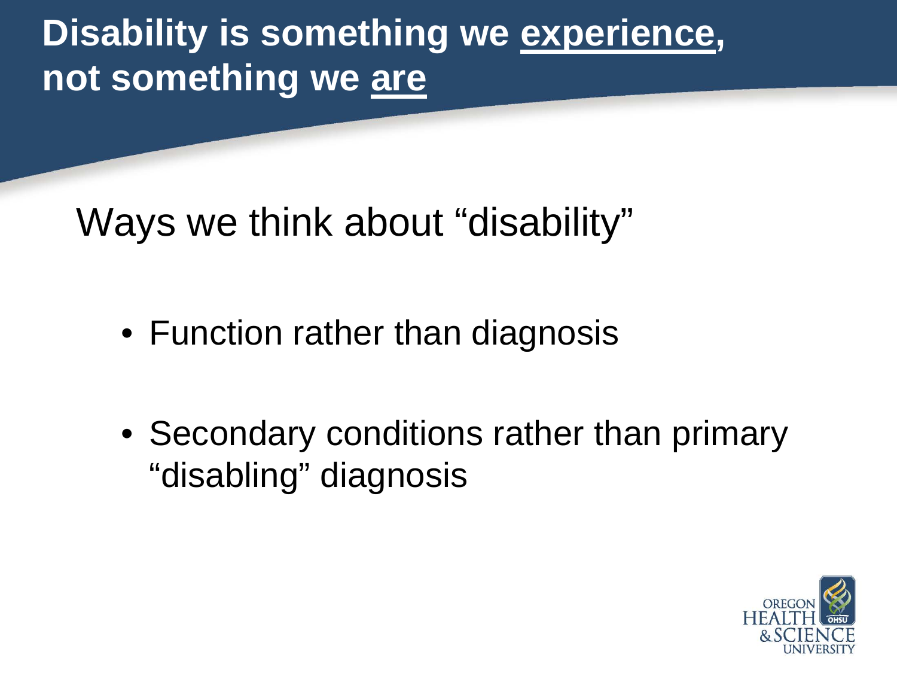# Disability is something we <u>experience</u>, not something we <u>are</u>

## Ways we think about "disability"

- Function rather than diagnosis
- Secondary conditions rather than primary "disabling" diagnosis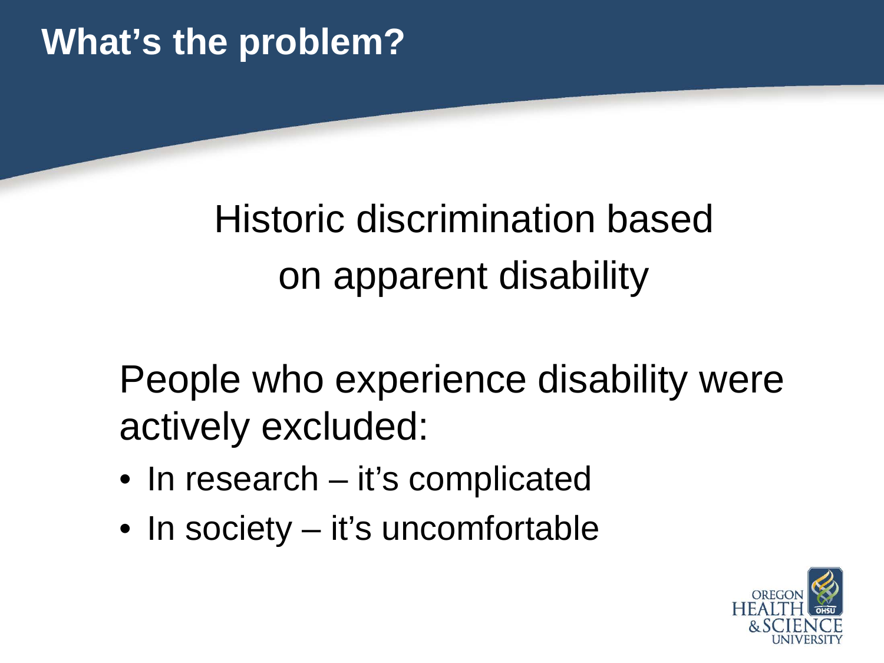# What's the problem?

Historic discrimination based on apparent disability

People who experience disability were actively excluded:

- In research – it's complicated
- In society – it's uncomfortable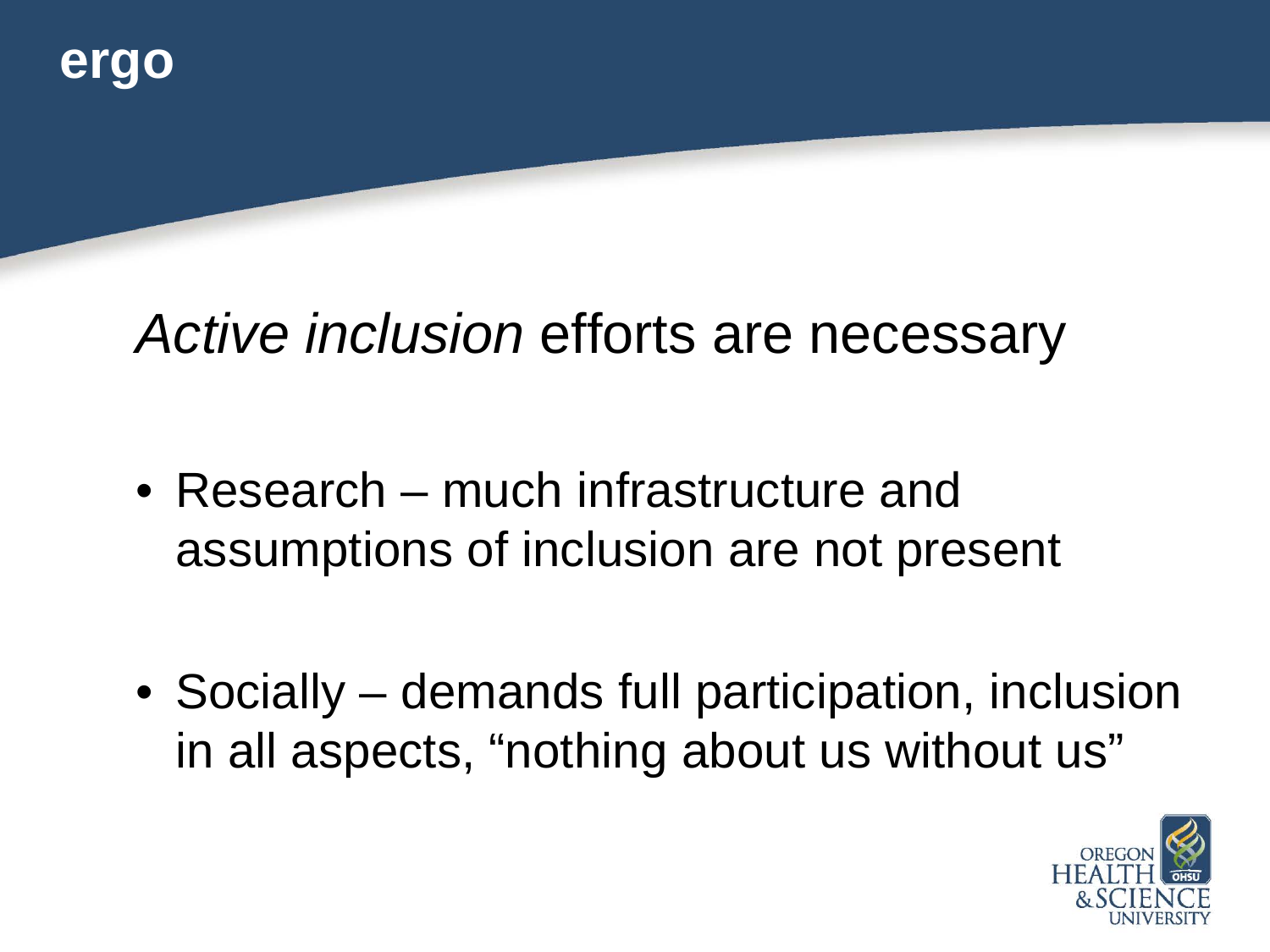# ergo

*Active inclusion* efforts are necessary

- Research – much infrastructure and assumptions of inclusion are not present
- Socially – demands full participation, inclusion in all aspects, "nothing about us without us"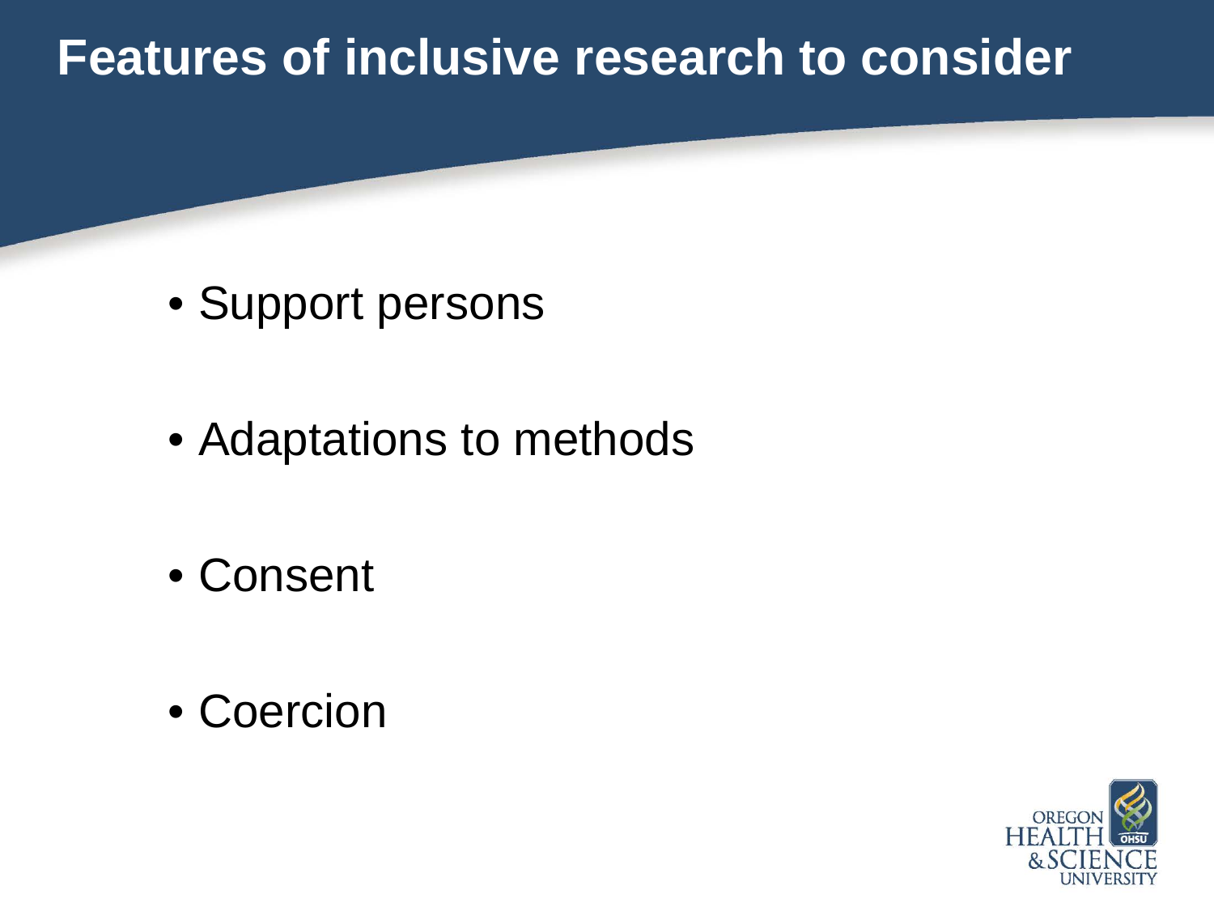# Features of inclusive research to consider

- Support persons
- Adaptations to methods
- Consent
- Coercion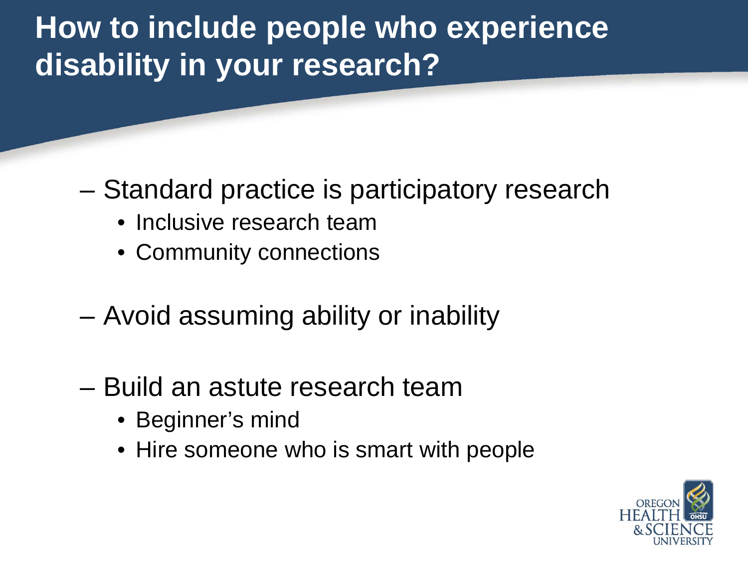# How to include people who experience disability in your research?

- Standard practice is participatory research
  - Inclusive research team
  - Community connections
- Avoid assuming ability or inability
- Build an astute research team
  - Beginner's mind
  - Hire someone who is smart with people